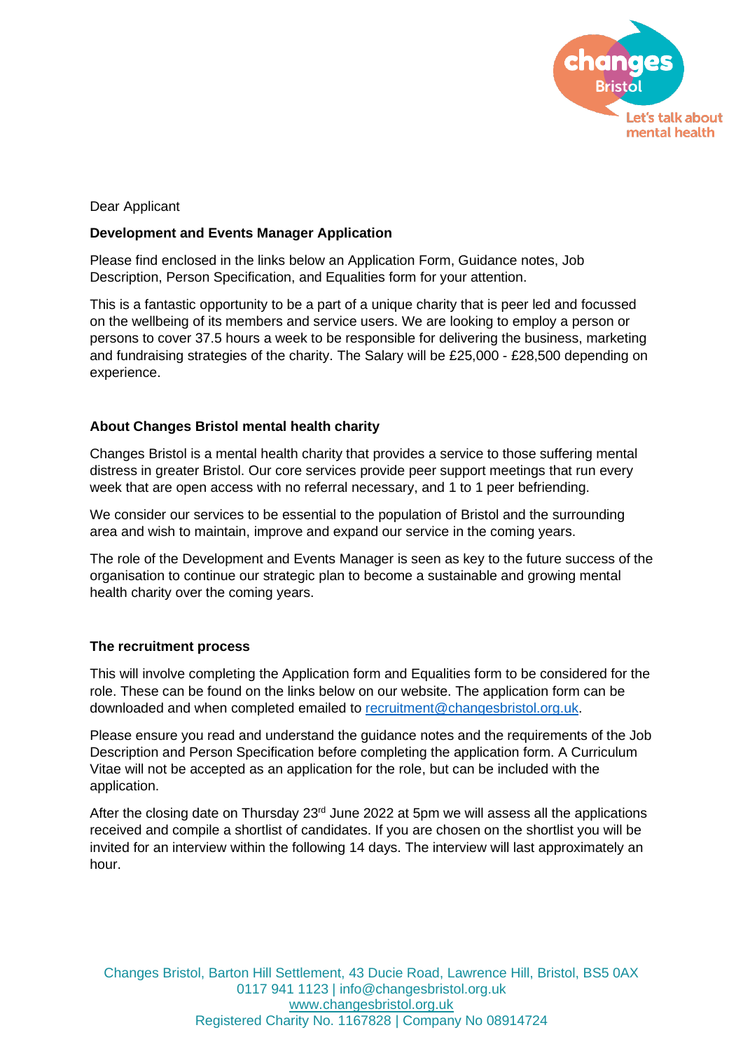Dear Applicant

**Development and Events Manager Application**

Please find enclosed in the links below an Application Form, Guidance notes, Job Description, Person Specification, and Equalities form for your attention.

This is a fantastic opportunity to be a part of a unique charity that is peer led and focussed on the wellbeing of its members and service users. We are looking to employ a person or persons to cover 37.5 hours a week to be responsible for delivering the business, marketing and fundraising strategies of the charity. The Salary will be £25,000 - £28,500 depending on experience.

**About Changes Bristol mental health charity**

Changes Bristol is a mental health charity that provides a service to those suffering mental distress in greater Bristol. Our core services provide peer support meetings that run every week that are open access with no referral necessary, and 1 to 1 peer befriending.

We consider our services to be essential to the population of Bristol and the surrounding area and wish to maintain, improve and expand our service in the coming years.

The role of the Development and Events Manager is seen as key to the future success of the organisation to continue our strategic plan to become a sustainable and growing mental health charity over the coming years.

**The recruitment process**

This will involve completing the Application form and Equalities form to be considered for the role. These can be found on the links below on our website. The application form can be downloaded and when completed emailed to recruitment@changesbristol.org.uk.

Please ensure you read and understand the guidance notes and the requirements of the Job Description and Person Specification before completing the application form. A Curriculum Vitae will not be accepted as an application for the role, but can be included with the application.

After the closing date on Thursday 23rd June 2022 at 5pm we will assess all the applications received and compile a shortlist of candidates. If you are chosen on the shortlist you will be invited for an interview within the following 14 days. The interview will last approximately an hour.

Changes Bristol, Barton Hill Settlement, 43 Ducie Road, Lawrence Hill, Bristol, BS5 0AX
0117 941 1123 | info@changesbristol.org.uk
www.changesbristol.org.uk
Registered Charity No. 1167828 | Company No 08914724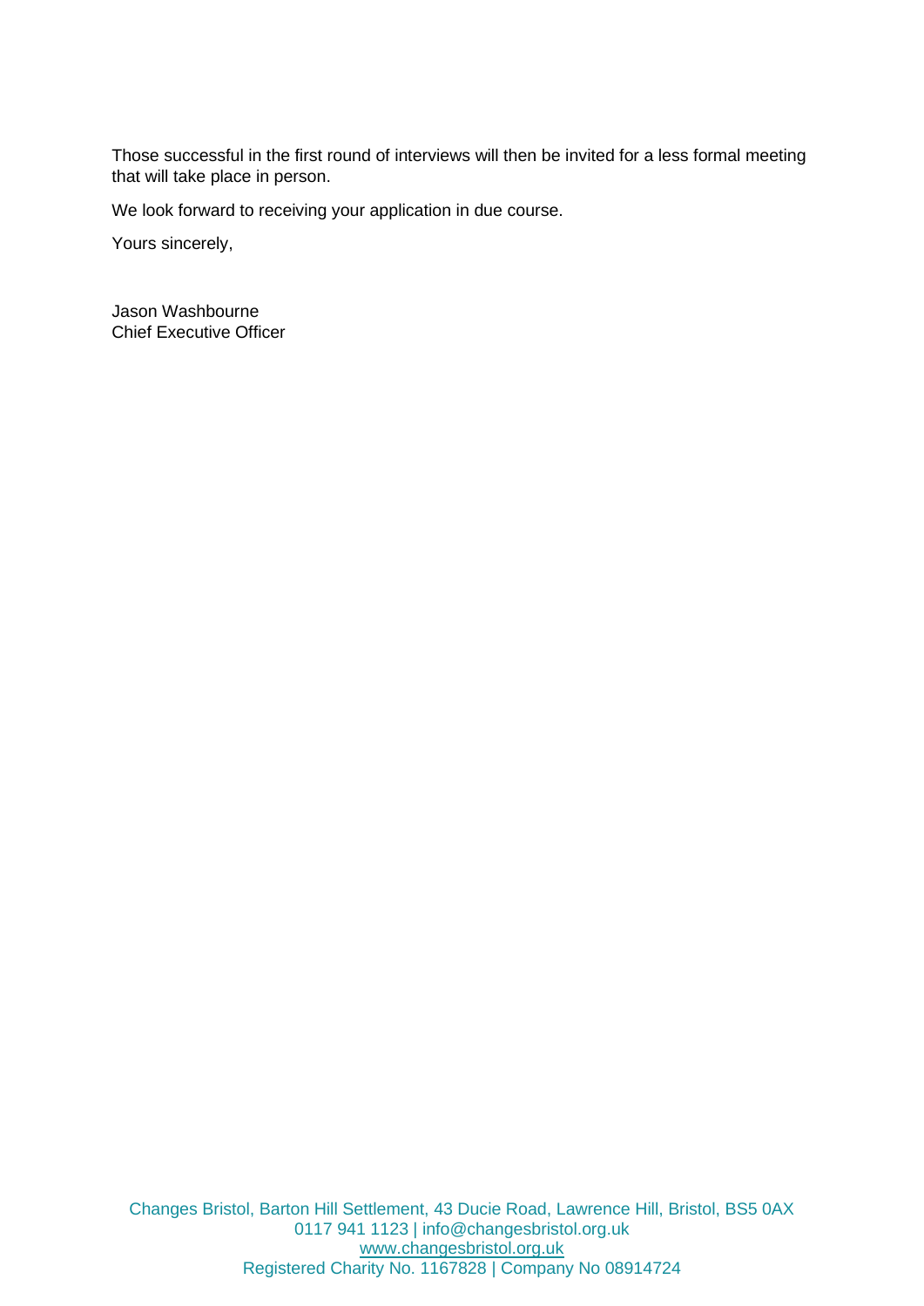Those successful in the first round of interviews will then be invited for a less formal meeting that will take place in person.

We look forward to receiving your application in due course.

Yours sincerely,

Jason Washbourne
Chief Executive Officer

Changes Bristol, Barton Hill Settlement, 43 Ducie Road, Lawrence Hill, Bristol, BS5 0AX
0117 941 1123 | info@changesbristol.org.uk
www.changesbristol.org.uk
Registered Charity No. 1167828 | Company No 08914724